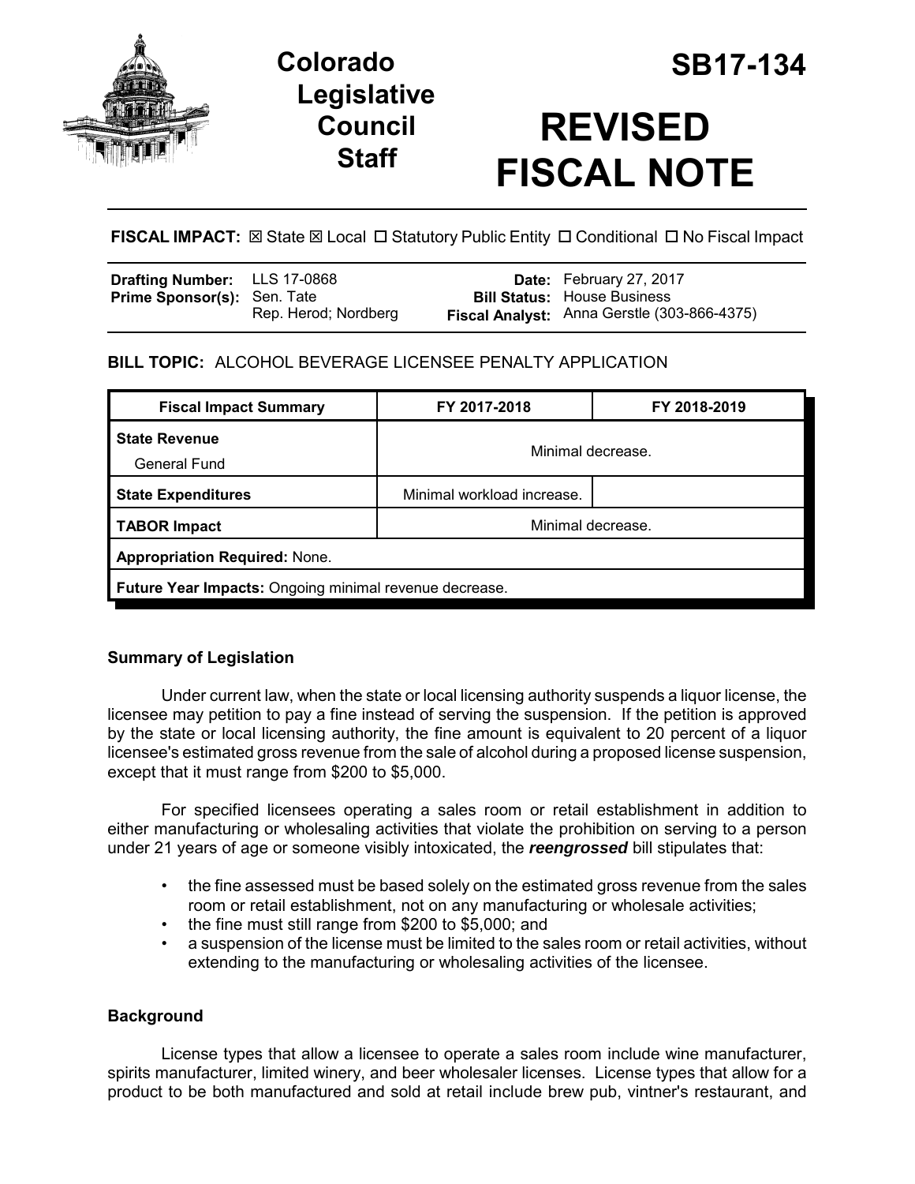# Colorado Legislative Council Staff

# SB17-134

# REVISED FISCAL NOTE

**FISCAL IMPACT:** ☒ State ☒ Local ☐ Statutory Public Entity ☐ Conditional ☐ No Fiscal Impact

| | | | |
|---|---|---|---|
| **Drafting Number:** | LLS 17-0868 | **Date:** | February 27, 2017 |
| **Prime Sponsor(s):** | Sen. Tate<br>Rep. Herod; Nordberg | **Bill Status:** | House Business |
| | | **Fiscal Analyst:** | Anna Gerstle (303-866-4375) |

**BILL TOPIC:** ALCOHOL BEVERAGE LICENSEE PENALTY APPLICATION

| Fiscal Impact Summary | FY 2017-2018 | FY 2018-2019 |
|---|---|---|
| **State Revenue**<br>General Fund | Minimal decrease. | |
| **State Expenditures** | Minimal workload increase. | |
| **TABOR Impact** | Minimal decrease. | |
| **Appropriation Required:** None. | | |
| **Future Year Impacts:** Ongoing minimal revenue decrease. | | |

## Summary of Legislation

Under current law, when the state or local licensing authority suspends a liquor license, the licensee may petition to pay a fine instead of serving the suspension. If the petition is approved by the state or local licensing authority, the fine amount is equivalent to 20 percent of a liquor licensee's estimated gross revenue from the sale of alcohol during a proposed license suspension, except that it must range from $200 to $5,000.

For specified licensees operating a sales room or retail establishment in addition to either manufacturing or wholesaling activities that violate the prohibition on serving to a person under 21 years of age or someone visibly intoxicated, the ***reengrossed*** bill stipulates that:

- the fine assessed must be based solely on the estimated gross revenue from the sales room or retail establishment, not on any manufacturing or wholesale activities;
- the fine must still range from $200 to $5,000; and
- a suspension of the license must be limited to the sales room or retail activities, without extending to the manufacturing or wholesaling activities of the licensee.

## Background

License types that allow a licensee to operate a sales room include wine manufacturer, spirits manufacturer, limited winery, and beer wholesaler licenses. License types that allow for a product to be both manufactured and sold at retail include brew pub, vintner's restaurant, and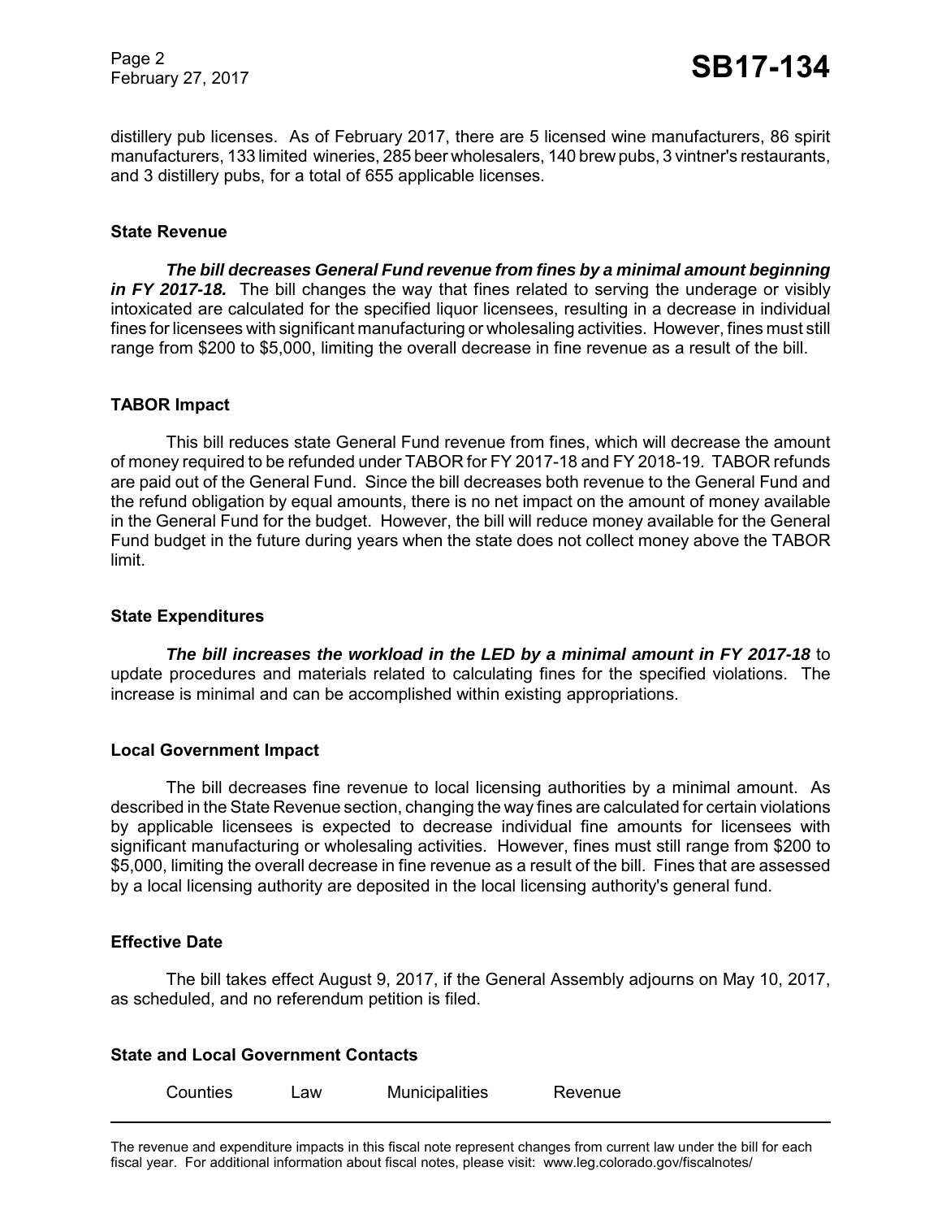distillery pub licenses. As of February 2017, there are 5 licensed wine manufacturers, 86 spirit manufacturers, 133 limited wineries, 285 beer wholesalers, 140 brew pubs, 3 vintner's restaurants, and 3 distillery pubs, for a total of 655 applicable licenses.

**State Revenue**

***The bill decreases General Fund revenue from fines by a minimal amount beginning in FY 2017-18.*** The bill changes the way that fines related to serving the underage or visibly intoxicated are calculated for the specified liquor licensees, resulting in a decrease in individual fines for licensees with significant manufacturing or wholesaling activities. However, fines must still range from $200 to $5,000, limiting the overall decrease in fine revenue as a result of the bill.

**TABOR Impact**

This bill reduces state General Fund revenue from fines, which will decrease the amount of money required to be refunded under TABOR for FY 2017-18 and FY 2018-19. TABOR refunds are paid out of the General Fund. Since the bill decreases both revenue to the General Fund and the refund obligation by equal amounts, there is no net impact on the amount of money available in the General Fund for the budget. However, the bill will reduce money available for the General Fund budget in the future during years when the state does not collect money above the TABOR limit.

**State Expenditures**

***The bill increases the workload in the LED by a minimal amount in FY 2017-18*** to update procedures and materials related to calculating fines for the specified violations. The increase is minimal and can be accomplished within existing appropriations.

**Local Government Impact**

The bill decreases fine revenue to local licensing authorities by a minimal amount. As described in the State Revenue section, changing the way fines are calculated for certain violations by applicable licensees is expected to decrease individual fine amounts for licensees with significant manufacturing or wholesaling activities. However, fines must still range from $200 to $5,000, limiting the overall decrease in fine revenue as a result of the bill. Fines that are assessed by a local licensing authority are deposited in the local licensing authority's general fund.

**Effective Date**

The bill takes effect August 9, 2017, if the General Assembly adjourns on May 10, 2017, as scheduled, and no referendum petition is filed.

**State and Local Government Contacts**

Counties    Law    Municipalities    Revenue

---

The revenue and expenditure impacts in this fiscal note represent changes from current law under the bill for each fiscal year. For additional information about fiscal notes, please visit: www.leg.colorado.gov/fiscalnotes/